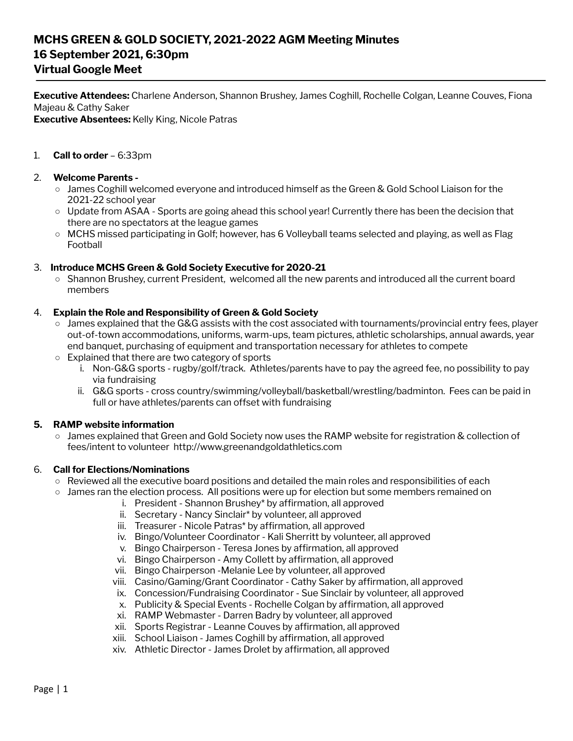# MCHS GREEN & GOLD SOCIETY, 2021-2022 AGM Meeting Minutes
# 16 September 2021, 6:30pm
# Virtual Google Meet

**Executive Attendees:** Charlene Anderson, Shannon Brushey, James Coghill, Rochelle Colgan, Leanne Couves, Fiona Majeau & Cathy Saker
**Executive Absentees:** Kelly King, Nicole Patras

1. **Call to order** – 6:33pm

2. **Welcome Parents -**
   - James Coghill welcomed everyone and introduced himself as the Green & Gold School Liaison for the 2021-22 school year
   - Update from ASAA - Sports are going ahead this school year! Currently there has been the decision that there are no spectators at the league games
   - MCHS missed participating in Golf; however, has 6 Volleyball teams selected and playing, as well as Flag Football

3. **Introduce MCHS Green & Gold Society Executive for 2020-21**
   - Shannon Brushey, current President, welcomed all the new parents and introduced all the current board members

4. **Explain the Role and Responsibility of Green & Gold Society**
   - James explained that the G&G assists with the cost associated with tournaments/provincial entry fees, player out-of-town accommodations, uniforms, warm-ups, team pictures, athletic scholarships, annual awards, year end banquet, purchasing of equipment and transportation necessary for athletes to compete
   - Explained that there are two category of sports
     i. Non-G&G sports - rugby/golf/track. Athletes/parents have to pay the agreed fee, no possibility to pay via fundraising
     ii. G&G sports - cross country/swimming/volleyball/basketball/wrestling/badminton. Fees can be paid in full or have athletes/parents can offset with fundraising

5. **RAMP website information**
   - James explained that Green and Gold Society now uses the RAMP website for registration & collection of fees/intent to volunteer http://www.greenandgoldathletics.com

6. **Call for Elections/Nominations**
   - Reviewed all the executive board positions and detailed the main roles and responsibilities of each
   - James ran the election process. All positions were up for election but some members remained on
     i. President - Shannon Brushey* by affirmation, all approved
     ii. Secretary - Nancy Sinclair* by volunteer, all approved
     iii. Treasurer - Nicole Patras* by affirmation, all approved
     iv. Bingo/Volunteer Coordinator - Kali Sherritt by volunteer, all approved
     v. Bingo Chairperson - Teresa Jones by affirmation, all approved
     vi. Bingo Chairperson - Amy Collett by affirmation, all approved
     vii. Bingo Chairperson -Melanie Lee by volunteer, all approved
     viii. Casino/Gaming/Grant Coordinator - Cathy Saker by affirmation, all approved
     ix. Concession/Fundraising Coordinator - Sue Sinclair by volunteer, all approved
     x. Publicity & Special Events - Rochelle Colgan by affirmation, all approved
     xi. RAMP Webmaster - Darren Badry by volunteer, all approved
     xii. Sports Registrar - Leanne Couves by affirmation, all approved
     xiii. School Liaison - James Coghill by affirmation, all approved
     xiv. Athletic Director - James Drolet by affirmation, all approved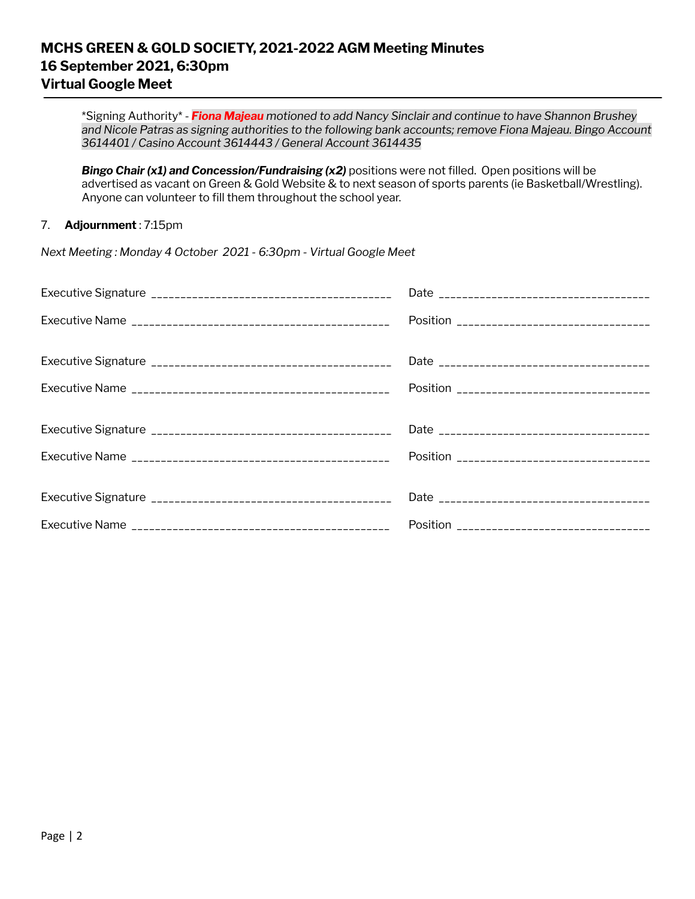# MCHS GREEN & GOLD SOCIETY, 2021-2022 AGM Meeting Minutes
# 16 September 2021, 6:30pm
# Virtual Google Meet

*Signing Authority* - ***Fiona Majeau*** *motioned to add Nancy Sinclair and continue to have Shannon Brushey and Nicole Patras as signing authorities to the following bank accounts; remove Fiona Majeau. Bingo Account 3614401 / Casino Account 3614443 / General Account 3614435*

***Bingo Chair (x1) and Concession/Fundraising (x2)*** positions were not filled. Open positions will be advertised as vacant on Green & Gold Website & to next season of sports parents (ie Basketball/Wrestling). Anyone can volunteer to fill them throughout the school year.

7. **Adjournment** : 7:15pm

*Next Meeting : Monday 4 October 2021 - 6:30pm - Virtual Google Meet*

Executive Signature ________________________________________ Date ___________________________________

Executive Name ___________________________________________ Position _______________________________

Executive Signature ________________________________________ Date ___________________________________

Executive Name ___________________________________________ Position _______________________________

Executive Signature ________________________________________ Date ___________________________________

Executive Name ___________________________________________ Position _______________________________

Executive Signature ________________________________________ Date ___________________________________

Executive Name ___________________________________________ Position _______________________________